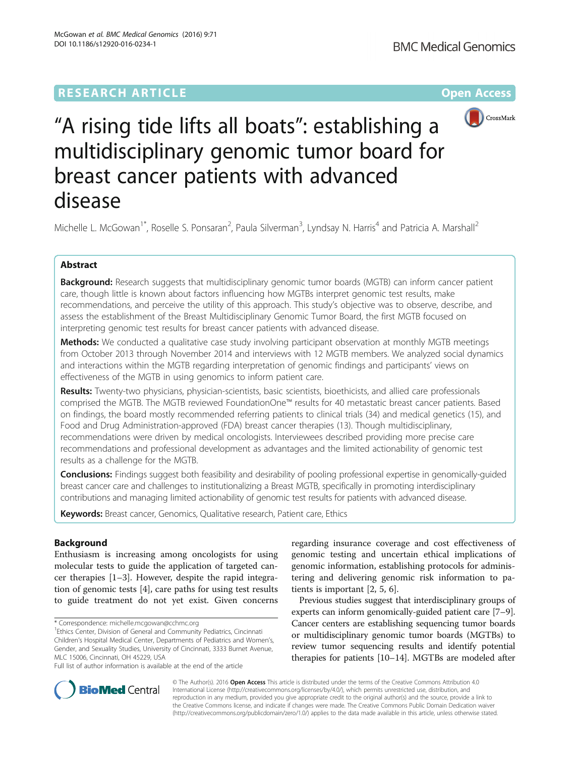# "A rising tide lifts all boats": establishing a multidisciplinary genomic tumor board for breast cancer patients with advanced disease

Michelle L. McGowan[1*], Roselle S. Ponsaran[2], Paula Silverman[3], Lyndsay N. Harris[4] and Patricia A. Marshall[2]

## Abstract

**Background:** Research suggests that multidisciplinary genomic tumor boards (MGTB) can inform cancer patient care, though little is known about factors influencing how MGTBs interpret genomic test results, make recommendations, and perceive the utility of this approach. This study's objective was to observe, describe, and assess the establishment of the Breast Multidisciplinary Genomic Tumor Board, the first MGTB focused on interpreting genomic test results for breast cancer patients with advanced disease.

**Methods:** We conducted a qualitative case study involving participant observation at monthly MGTB meetings from October 2013 through November 2014 and interviews with 12 MGTB members. We analyzed social dynamics and interactions within the MGTB regarding interpretation of genomic findings and participants' views on effectiveness of the MGTB in using genomics to inform patient care.

**Results:** Twenty-two physicians, physician-scientists, basic scientists, bioethicists, and allied care professionals comprised the MGTB. The MGTB reviewed FoundationOne™ results for 40 metastatic breast cancer patients. Based on findings, the board mostly recommended referring patients to clinical trials (34) and medical genetics (15), and Food and Drug Administration-approved (FDA) breast cancer therapies (13). Though multidisciplinary, recommendations were driven by medical oncologists. Interviewees described providing more precise care recommendations and professional development as advantages and the limited actionability of genomic test results as a challenge for the MGTB.

**Conclusions:** Findings suggest both feasibility and desirability of pooling professional expertise in genomically-guided breast cancer care and challenges to institutionalizing a Breast MGTB, specifically in promoting interdisciplinary contributions and managing limited actionability of genomic test results for patients with advanced disease.

**Keywords:** Breast cancer, Genomics, Qualitative research, Patient care, Ethics

## Background

Enthusiasm is increasing among oncologists for using molecular tests to guide the application of targeted cancer therapies [1–3]. However, despite the rapid integration of genomic tests [4], care paths for using test results to guide treatment do not yet exist. Given concerns regarding insurance coverage and cost effectiveness of genomic testing and uncertain ethical implications of genomic information, establishing protocols for administering and delivering genomic risk information to patients is important [2, 5, 6].

Previous studies suggest that interdisciplinary groups of experts can inform genomically-guided patient care [7–9]. Cancer centers are establishing sequencing tumor boards or multidisciplinary genomic tumor boards (MGTBs) to review tumor sequencing results and identify potential therapies for patients [10–14]. MGTBs are modeled after

* Correspondence: michelle.mcgowan@cchmc.org
[1]Ethics Center, Division of General and Community Pediatrics, Cincinnati Children's Hospital Medical Center, Departments of Pediatrics and Women's, Gender, and Sexuality Studies, University of Cincinnati, 3333 Burnet Avenue, MLC 15006, Cincinnati, OH 45229, USA
Full list of author information is available at the end of the article

© The Author(s). 2016 **Open Access** This article is distributed under the terms of the Creative Commons Attribution 4.0 International License (http://creativecommons.org/licenses/by/4.0/), which permits unrestricted use, distribution, and reproduction in any medium, provided you give appropriate credit to the original author(s) and the source, provide a link to the Creative Commons license, and indicate if changes were made. The Creative Commons Public Domain Dedication waiver (http://creativecommons.org/publicdomain/zero/1.0/) applies to the data made available in this article, unless otherwise stated.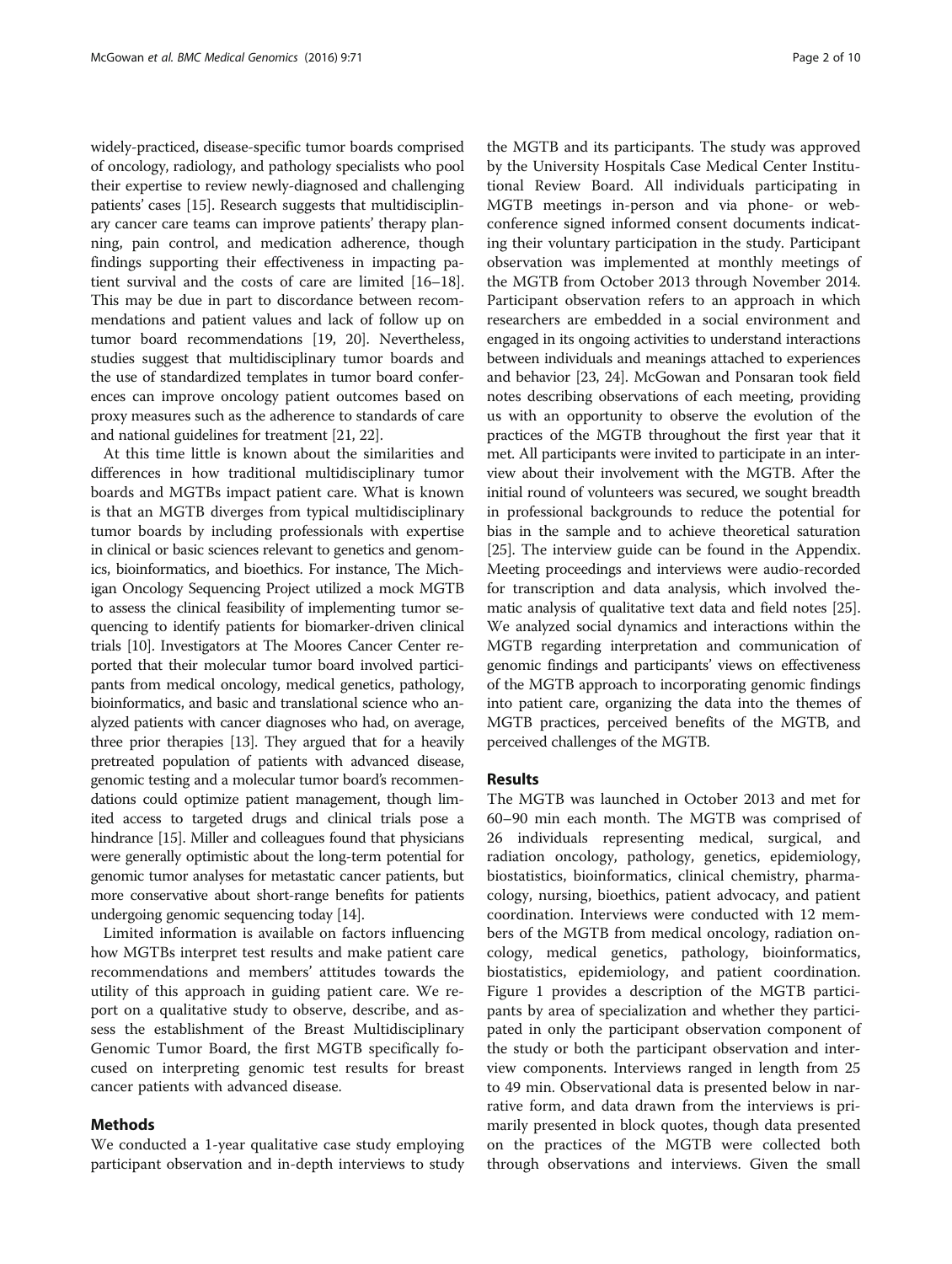widely-practiced, disease-specific tumor boards comprised of oncology, radiology, and pathology specialists who pool their expertise to review newly-diagnosed and challenging patients' cases [15]. Research suggests that multidisciplinary cancer care teams can improve patients' therapy planning, pain control, and medication adherence, though findings supporting their effectiveness in impacting patient survival and the costs of care are limited [16–18]. This may be due in part to discordance between recommendations and patient values and lack of follow up on tumor board recommendations [19, 20]. Nevertheless, studies suggest that multidisciplinary tumor boards and the use of standardized templates in tumor board conferences can improve oncology patient outcomes based on proxy measures such as the adherence to standards of care and national guidelines for treatment [21, 22].

At this time little is known about the similarities and differences in how traditional multidisciplinary tumor boards and MGTBs impact patient care. What is known is that an MGTB diverges from typical multidisciplinary tumor boards by including professionals with expertise in clinical or basic sciences relevant to genetics and genomics, bioinformatics, and bioethics. For instance, The Michigan Oncology Sequencing Project utilized a mock MGTB to assess the clinical feasibility of implementing tumor sequencing to identify patients for biomarker-driven clinical trials [10]. Investigators at The Moores Cancer Center reported that their molecular tumor board involved participants from medical oncology, medical genetics, pathology, bioinformatics, and basic and translational science who analyzed patients with cancer diagnoses who had, on average, three prior therapies [13]. They argued that for a heavily pretreated population of patients with advanced disease, genomic testing and a molecular tumor board's recommendations could optimize patient management, though limited access to targeted drugs and clinical trials pose a hindrance [15]. Miller and colleagues found that physicians were generally optimistic about the long-term potential for genomic tumor analyses for metastatic cancer patients, but more conservative about short-range benefits for patients undergoing genomic sequencing today [14].

Limited information is available on factors influencing how MGTBs interpret test results and make patient care recommendations and members' attitudes towards the utility of this approach in guiding patient care. We report on a qualitative study to observe, describe, and assess the establishment of the Breast Multidisciplinary Genomic Tumor Board, the first MGTB specifically focused on interpreting genomic test results for breast cancer patients with advanced disease.

## Methods

We conducted a 1-year qualitative case study employing participant observation and in-depth interviews to study the MGTB and its participants. The study was approved by the University Hospitals Case Medical Center Institutional Review Board. All individuals participating in MGTB meetings in-person and via phone- or web-conference signed informed consent documents indicating their voluntary participation in the study. Participant observation was implemented at monthly meetings of the MGTB from October 2013 through November 2014. Participant observation refers to an approach in which researchers are embedded in a social environment and engaged in its ongoing activities to understand interactions between individuals and meanings attached to experiences and behavior [23, 24]. McGowan and Ponsaran took field notes describing observations of each meeting, providing us with an opportunity to observe the evolution of the practices of the MGTB throughout the first year that it met. All participants were invited to participate in an interview about their involvement with the MGTB. After the initial round of volunteers was secured, we sought breadth in professional backgrounds to reduce the potential for bias in the sample and to achieve theoretical saturation [25]. The interview guide can be found in the Appendix. Meeting proceedings and interviews were audio-recorded for transcription and data analysis, which involved thematic analysis of qualitative text data and field notes [25]. We analyzed social dynamics and interactions within the MGTB regarding interpretation and communication of genomic findings and participants' views on effectiveness of the MGTB approach to incorporating genomic findings into patient care, organizing the data into the themes of MGTB practices, perceived benefits of the MGTB, and perceived challenges of the MGTB.

## Results

The MGTB was launched in October 2013 and met for 60–90 min each month. The MGTB was comprised of 26 individuals representing medical, surgical, and radiation oncology, pathology, genetics, epidemiology, biostatistics, bioinformatics, clinical chemistry, pharmacology, nursing, bioethics, patient advocacy, and patient coordination. Interviews were conducted with 12 members of the MGTB from medical oncology, radiation oncology, medical genetics, pathology, bioinformatics, biostatistics, epidemiology, and patient coordination. Figure 1 provides a description of the MGTB participants by area of specialization and whether they participated in only the participant observation component of the study or both the participant observation and interview components. Interviews ranged in length from 25 to 49 min. Observational data is presented below in narrative form, and data drawn from the interviews is primarily presented in block quotes, though data presented on the practices of the MGTB were collected both through observations and interviews. Given the small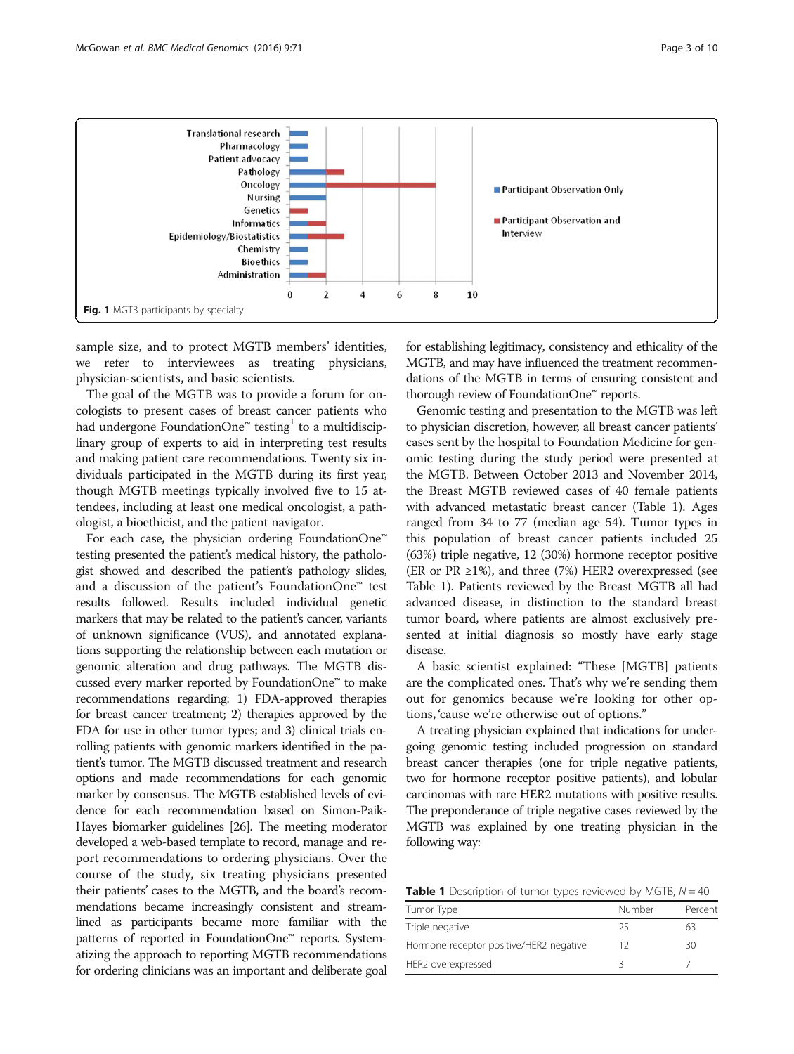Translational research
Pharmacology
Patient advocacy
Pathology
Oncology
Nursing
Genetics
Informatics
Epidemiology/Biostatistics
Chemistry
Bioethics
Administration

0 2 4 6 8 10

Participant Observation Only

Participant Observation and Interview

**Fig. 1** MGTB participants by specialty

sample size, and to protect MGTB members' identities, we refer to interviewees as treating physicians, physician-scientists, and basic scientists.

The goal of the MGTB was to provide a forum for oncologists to present cases of breast cancer patients who had undergone FoundationOne™ testing[1] to a multidisciplinary group of experts to aid in interpreting test results and making patient care recommendations. Twenty six individuals participated in the MGTB during its first year, though MGTB meetings typically involved five to 15 attendees, including at least one medical oncologist, a pathologist, a bioethicist, and the patient navigator.

For each case, the physician ordering FoundationOne™ testing presented the patient's medical history, the pathologist showed and described the patient's pathology slides, and a discussion of the patient's FoundationOne™ test results followed. Results included individual genetic markers that may be related to the patient's cancer, variants of unknown significance (VUS), and annotated explanations supporting the relationship between each mutation or genomic alteration and drug pathways. The MGTB discussed every marker reported by FoundationOne™ to make recommendations regarding: 1) FDA-approved therapies for breast cancer treatment; 2) therapies approved by the FDA for use in other tumor types; and 3) clinical trials enrolling patients with genomic markers identified in the patient's tumor. The MGTB discussed treatment and research options and made recommendations for each genomic marker by consensus. The MGTB established levels of evidence for each recommendation based on Simon-Paik-Hayes biomarker guidelines [26]. The meeting moderator developed a web-based template to record, manage and report recommendations to ordering physicians. Over the course of the study, six treating physicians presented their patients' cases to the MGTB, and the board's recommendations became increasingly consistent and streamlined as participants became more familiar with the patterns of reported in FoundationOne™ reports. Systematizing the approach to reporting MGTB recommendations for ordering clinicians was an important and deliberate goal for establishing legitimacy, consistency and ethicality of the MGTB, and may have influenced the treatment recommendations of the MGTB in terms of ensuring consistent and thorough review of FoundationOne™ reports.

Genomic testing and presentation to the MGTB was left to physician discretion, however, all breast cancer patients' cases sent by the hospital to Foundation Medicine for genomic testing during the study period were presented at the MGTB. Between October 2013 and November 2014, the Breast MGTB reviewed cases of 40 female patients with advanced metastatic breast cancer (Table 1). Ages ranged from 34 to 77 (median age 54). Tumor types in this population of breast cancer patients included 25 (63%) triple negative, 12 (30%) hormone receptor positive (ER or PR ≥1%), and three (7%) HER2 overexpressed (see Table 1). Patients reviewed by the Breast MGTB all had advanced disease, in distinction to the standard breast tumor board, where patients are almost exclusively presented at initial diagnosis so mostly have early stage disease.

A basic scientist explained: "These [MGTB] patients are the complicated ones. That's why we're sending them out for genomics because we're looking for other options, 'cause we're otherwise out of options."

A treating physician explained that indications for undergoing genomic testing included progression on standard breast cancer therapies (one for triple negative patients, two for hormone receptor positive patients), and lobular carcinomas with rare HER2 mutations with positive results. The preponderance of triple negative cases reviewed by the MGTB was explained by one treating physician in the following way:

**Table 1** Description of tumor types reviewed by MGTB, $N = 40$

| Tumor Type | Number | Percent |
|---|---|---|
| Triple negative | 25 | 63 |
| Hormone receptor positive/HER2 negative | 12 | 30 |
| HER2 overexpressed | 3 | 7 |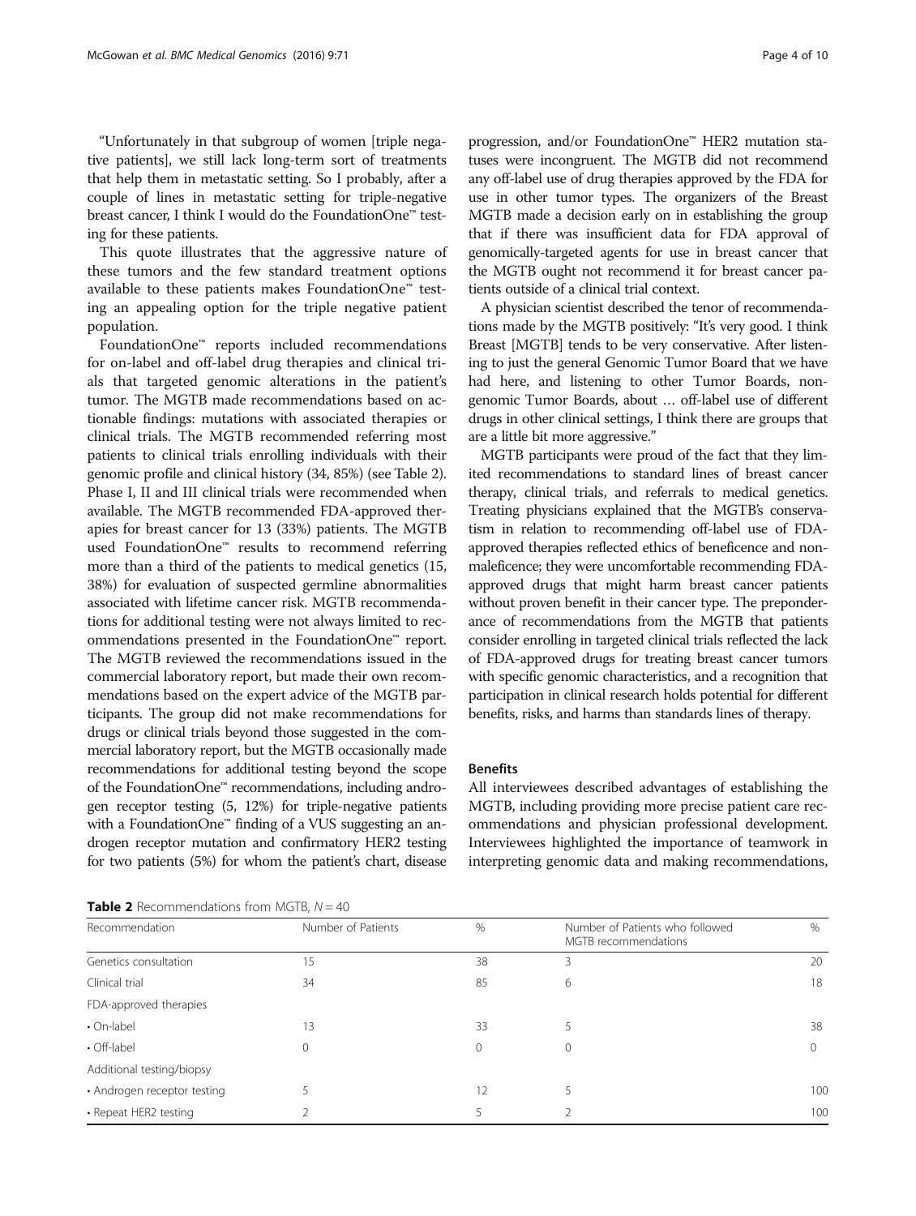"Unfortunately in that subgroup of women [triple negative patients], we still lack long-term sort of treatments that help them in metastatic setting. So I probably, after a couple of lines in metastatic setting for triple-negative breast cancer, I think I would do the FoundationOne™ testing for these patients.

This quote illustrates that the aggressive nature of these tumors and the few standard treatment options available to these patients makes FoundationOne™ testing an appealing option for the triple negative patient population.

FoundationOne™ reports included recommendations for on-label and off-label drug therapies and clinical trials that targeted genomic alterations in the patient's tumor. The MGTB made recommendations based on actionable findings: mutations with associated therapies or clinical trials. The MGTB recommended referring most patients to clinical trials enrolling individuals with their genomic profile and clinical history (34, 85%) (see Table 2). Phase I, II and III clinical trials were recommended when available. The MGTB recommended FDA-approved therapies for breast cancer for 13 (33%) patients. The MGTB used FoundationOne™ results to recommend referring more than a third of the patients to medical genetics (15, 38%) for evaluation of suspected germline abnormalities associated with lifetime cancer risk. MGTB recommendations for additional testing were not always limited to recommendations presented in the FoundationOne™ report. The MGTB reviewed the recommendations issued in the commercial laboratory report, but made their own recommendations based on the expert advice of the MGTB participants. The group did not make recommendations for drugs or clinical trials beyond those suggested in the commercial laboratory report, but the MGTB occasionally made recommendations for additional testing beyond the scope of the FoundationOne™ recommendations, including androgen receptor testing (5, 12%) for triple-negative patients with a FoundationOne™ finding of a VUS suggesting an androgen receptor mutation and confirmatory HER2 testing for two patients (5%) for whom the patient's chart, disease progression, and/or FoundationOne™ HER2 mutation statuses were incongruent. The MGTB did not recommend any off-label use of drug therapies approved by the FDA for use in other tumor types. The organizers of the Breast MGTB made a decision early on in establishing the group that if there was insufficient data for FDA approval of genomically-targeted agents for use in breast cancer that the MGTB ought not recommend it for breast cancer patients outside of a clinical trial context.

A physician scientist described the tenor of recommendations made by the MGTB positively: "It's very good. I think Breast [MGTB] tends to be very conservative. After listening to just the general Genomic Tumor Board that we have had here, and listening to other Tumor Boards, non-genomic Tumor Boards, about … off-label use of different drugs in other clinical settings, I think there are groups that are a little bit more aggressive."

MGTB participants were proud of the fact that they limited recommendations to standard lines of breast cancer therapy, clinical trials, and referrals to medical genetics. Treating physicians explained that the MGTB's conservatism in relation to recommending off-label use of FDA-approved therapies reflected ethics of beneficence and nonmaleficence; they were uncomfortable recommending FDA-approved drugs that might harm breast cancer patients without proven benefit in their cancer type. The preponderance of recommendations from the MGTB that patients consider enrolling in targeted clinical trials reflected the lack of FDA-approved drugs for treating breast cancer tumors with specific genomic characteristics, and a recognition that participation in clinical research holds potential for different benefits, risks, and harms than standards lines of therapy.

## Benefits

All interviewees described advantages of establishing the MGTB, including providing more precise patient care recommendations and physician professional development. Interviewees highlighted the importance of teamwork in interpreting genomic data and making recommendations,

**Table 2** Recommendations from MGTB, $N = 40$

| Recommendation | Number of Patients | % | Number of Patients who followed MGTB recommendations | % |
|---|---|---|---|---|
| Genetics consultation | 15 | 38 | 3 | 20 |
| Clinical trial | 34 | 85 | 6 | 18 |
| FDA-approved therapies | | | | |
| • On-label | 13 | 33 | 5 | 38 |
| • Off-label | 0 | 0 | 0 | 0 |
| Additional testing/biopsy | | | | |
| • Androgen receptor testing | 5 | 12 | 5 | 100 |
| • Repeat HER2 testing | 2 | 5 | 2 | 100 |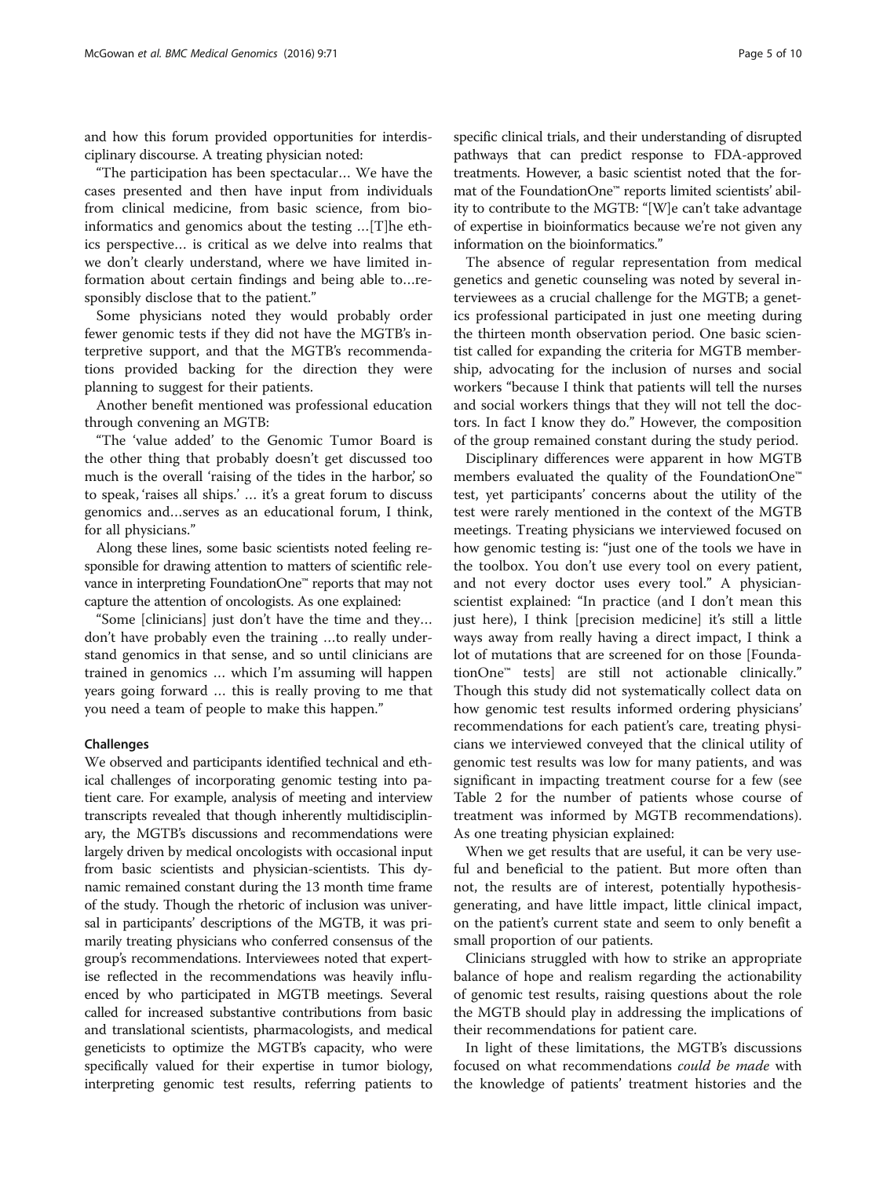and how this forum provided opportunities for interdisciplinary discourse. A treating physician noted:

"The participation has been spectacular… We have the cases presented and then have input from individuals from clinical medicine, from basic science, from bioinformatics and genomics about the testing …[T]he ethics perspective… is critical as we delve into realms that we don't clearly understand, where we have limited information about certain findings and being able to…responsibly disclose that to the patient."

Some physicians noted they would probably order fewer genomic tests if they did not have the MGTB's interpretive support, and that the MGTB's recommendations provided backing for the direction they were planning to suggest for their patients.

Another benefit mentioned was professional education through convening an MGTB:

"The 'value added' to the Genomic Tumor Board is the other thing that probably doesn't get discussed too much is the overall 'raising of the tides in the harbor,' so to speak, 'raises all ships.' … it's a great forum to discuss genomics and…serves as an educational forum, I think, for all physicians."

Along these lines, some basic scientists noted feeling responsible for drawing attention to matters of scientific relevance in interpreting FoundationOne™ reports that may not capture the attention of oncologists. As one explained:

"Some [clinicians] just don't have the time and they… don't have probably even the training …to really understand genomics in that sense, and so until clinicians are trained in genomics … which I'm assuming will happen years going forward … this is really proving to me that you need a team of people to make this happen."

#### Challenges

We observed and participants identified technical and ethical challenges of incorporating genomic testing into patient care. For example, analysis of meeting and interview transcripts revealed that though inherently multidisciplinary, the MGTB's discussions and recommendations were largely driven by medical oncologists with occasional input from basic scientists and physician-scientists. This dynamic remained constant during the 13 month time frame of the study. Though the rhetoric of inclusion was universal in participants' descriptions of the MGTB, it was primarily treating physicians who conferred consensus of the group's recommendations. Interviewees noted that expertise reflected in the recommendations was heavily influenced by who participated in MGTB meetings. Several called for increased substantive contributions from basic and translational scientists, pharmacologists, and medical geneticists to optimize the MGTB's capacity, who were specifically valued for their expertise in tumor biology, interpreting genomic test results, referring patients to specific clinical trials, and their understanding of disrupted pathways that can predict response to FDA-approved treatments. However, a basic scientist noted that the format of the FoundationOne™ reports limited scientists' ability to contribute to the MGTB: "[W]e can't take advantage of expertise in bioinformatics because we're not given any information on the bioinformatics."

The absence of regular representation from medical genetics and genetic counseling was noted by several interviewees as a crucial challenge for the MGTB; a genetics professional participated in just one meeting during the thirteen month observation period. One basic scientist called for expanding the criteria for MGTB membership, advocating for the inclusion of nurses and social workers "because I think that patients will tell the nurses and social workers things that they will not tell the doctors. In fact I know they do." However, the composition of the group remained constant during the study period.

Disciplinary differences were apparent in how MGTB members evaluated the quality of the FoundationOne™ test, yet participants' concerns about the utility of the test were rarely mentioned in the context of the MGTB meetings. Treating physicians we interviewed focused on how genomic testing is: "just one of the tools we have in the toolbox. You don't use every tool on every patient, and not every doctor uses every tool." A physician-scientist explained: "In practice (and I don't mean this just here), I think [precision medicine] it's still a little ways away from really having a direct impact, I think a lot of mutations that are screened for on those [FoundationOne™ tests] are still not actionable clinically." Though this study did not systematically collect data on how genomic test results informed ordering physicians' recommendations for each patient's care, treating physicians we interviewed conveyed that the clinical utility of genomic test results was low for many patients, and was significant in impacting treatment course for a few (see Table 2 for the number of patients whose course of treatment was informed by MGTB recommendations). As one treating physician explained:

When we get results that are useful, it can be very useful and beneficial to the patient. But more often than not, the results are of interest, potentially hypothesis-generating, and have little impact, little clinical impact, on the patient's current state and seem to only benefit a small proportion of our patients.

Clinicians struggled with how to strike an appropriate balance of hope and realism regarding the actionability of genomic test results, raising questions about the role the MGTB should play in addressing the implications of their recommendations for patient care.

In light of these limitations, the MGTB's discussions focused on what recommendations *could be made* with the knowledge of patients' treatment histories and the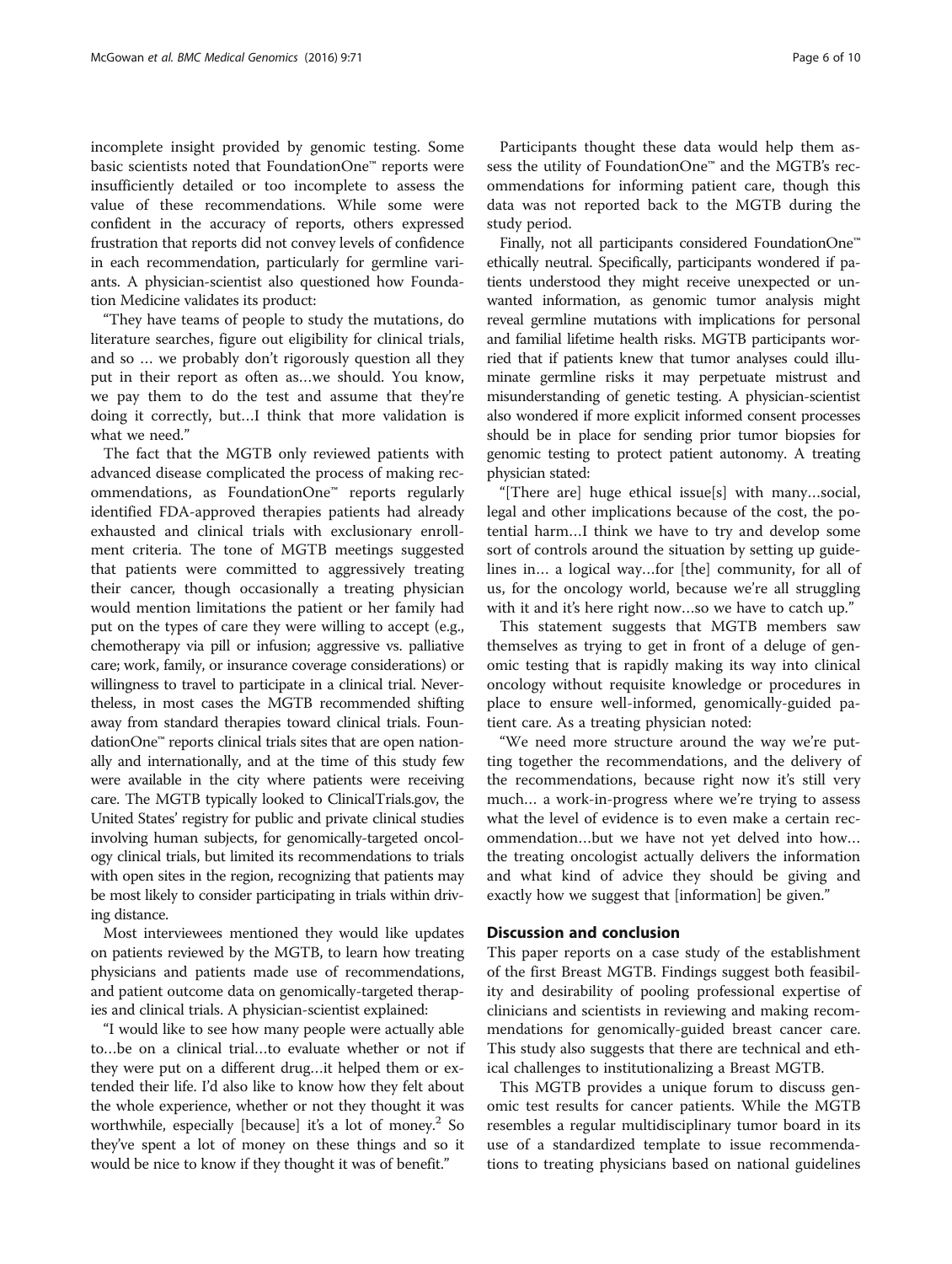incomplete insight provided by genomic testing. Some basic scientists noted that FoundationOne™ reports were insufficiently detailed or too incomplete to assess the value of these recommendations. While some were confident in the accuracy of reports, others expressed frustration that reports did not convey levels of confidence in each recommendation, particularly for germline variants. A physician-scientist also questioned how Foundation Medicine validates its product:

"They have teams of people to study the mutations, do literature searches, figure out eligibility for clinical trials, and so … we probably don't rigorously question all they put in their report as often as…we should. You know, we pay them to do the test and assume that they're doing it correctly, but…I think that more validation is what we need."

The fact that the MGTB only reviewed patients with advanced disease complicated the process of making recommendations, as FoundationOne™ reports regularly identified FDA-approved therapies patients had already exhausted and clinical trials with exclusionary enrollment criteria. The tone of MGTB meetings suggested that patients were committed to aggressively treating their cancer, though occasionally a treating physician would mention limitations the patient or her family had put on the types of care they were willing to accept (e.g., chemotherapy via pill or infusion; aggressive vs. palliative care; work, family, or insurance coverage considerations) or willingness to travel to participate in a clinical trial. Nevertheless, in most cases the MGTB recommended shifting away from standard therapies toward clinical trials. FoundationOne™ reports clinical trials sites that are open nationally and internationally, and at the time of this study few were available in the city where patients were receiving care. The MGTB typically looked to ClinicalTrials.gov, the United States' registry for public and private clinical studies involving human subjects, for genomically-targeted oncology clinical trials, but limited its recommendations to trials with open sites in the region, recognizing that patients may be most likely to consider participating in trials within driving distance.

Most interviewees mentioned they would like updates on patients reviewed by the MGTB, to learn how treating physicians and patients made use of recommendations, and patient outcome data on genomically-targeted therapies and clinical trials. A physician-scientist explained:

"I would like to see how many people were actually able to…be on a clinical trial…to evaluate whether or not if they were put on a different drug…it helped them or extended their life. I'd also like to know how they felt about the whole experience, whether or not they thought it was worthwhile, especially [because] it's a lot of money.[2] So they've spent a lot of money on these things and so it would be nice to know if they thought it was of benefit."

Participants thought these data would help them assess the utility of FoundationOne™ and the MGTB's recommendations for informing patient care, though this data was not reported back to the MGTB during the study period.

Finally, not all participants considered FoundationOne™ ethically neutral. Specifically, participants wondered if patients understood they might receive unexpected or unwanted information, as genomic tumor analysis might reveal germline mutations with implications for personal and familial lifetime health risks. MGTB participants worried that if patients knew that tumor analyses could illuminate germline risks it may perpetuate mistrust and misunderstanding of genetic testing. A physician-scientist also wondered if more explicit informed consent processes should be in place for sending prior tumor biopsies for genomic testing to protect patient autonomy. A treating physician stated:

"[There are] huge ethical issue[s] with many…social, legal and other implications because of the cost, the potential harm…I think we have to try and develop some sort of controls around the situation by setting up guidelines in… a logical way…for [the] community, for all of us, for the oncology world, because we're all struggling with it and it's here right now…so we have to catch up."

This statement suggests that MGTB members saw themselves as trying to get in front of a deluge of genomic testing that is rapidly making its way into clinical oncology without requisite knowledge or procedures in place to ensure well-informed, genomically-guided patient care. As a treating physician noted:

"We need more structure around the way we're putting together the recommendations, and the delivery of the recommendations, because right now it's still very much… a work-in-progress where we're trying to assess what the level of evidence is to even make a certain recommendation…but we have not yet delved into how… the treating oncologist actually delivers the information and what kind of advice they should be giving and exactly how we suggest that [information] be given."

## Discussion and conclusion

This paper reports on a case study of the establishment of the first Breast MGTB. Findings suggest both feasibility and desirability of pooling professional expertise of clinicians and scientists in reviewing and making recommendations for genomically-guided breast cancer care. This study also suggests that there are technical and ethical challenges to institutionalizing a Breast MGTB.

This MGTB provides a unique forum to discuss genomic test results for cancer patients. While the MGTB resembles a regular multidisciplinary tumor board in its use of a standardized template to issue recommendations to treating physicians based on national guidelines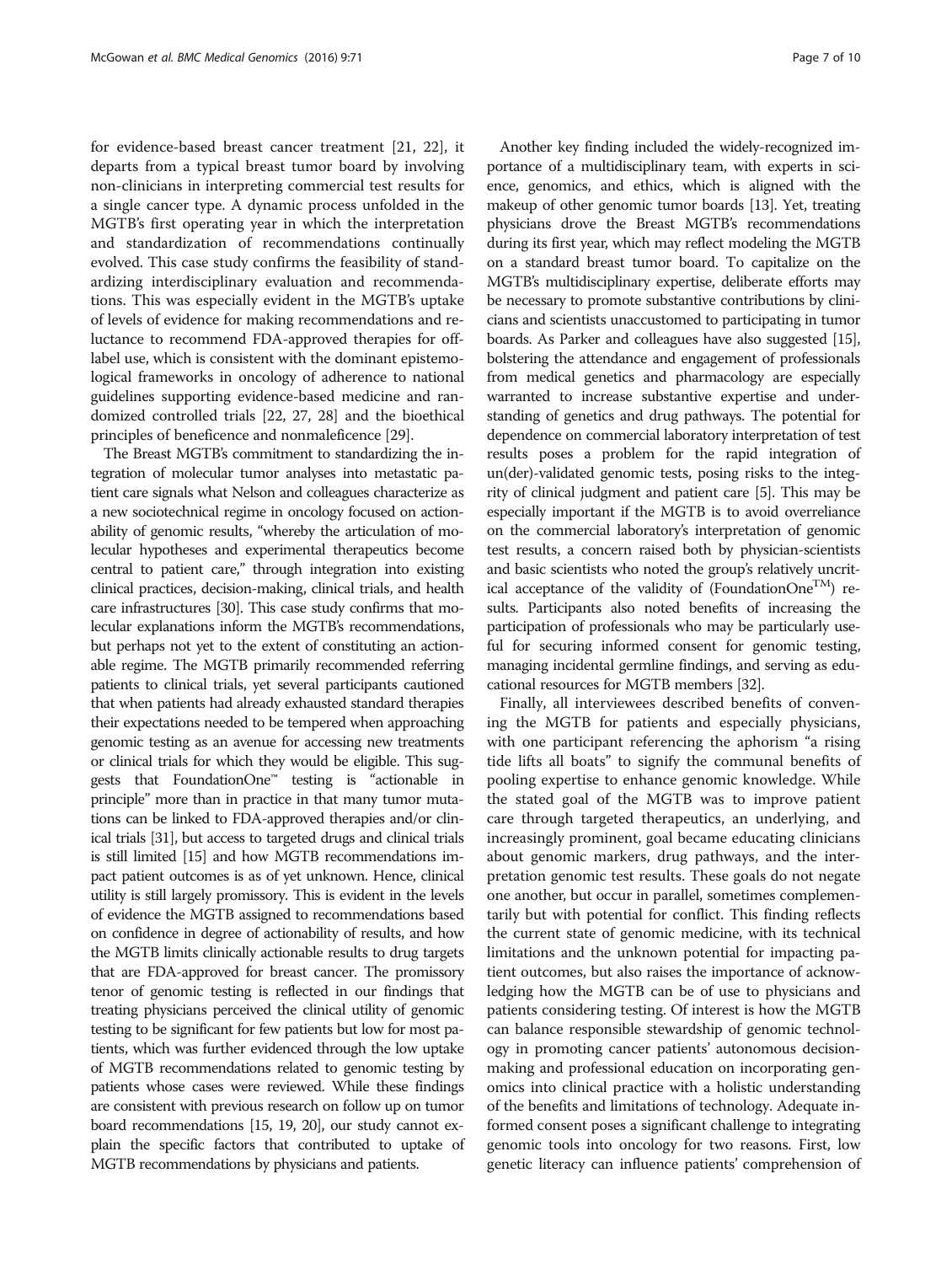for evidence-based breast cancer treatment [21, 22], it departs from a typical breast tumor board by involving non-clinicians in interpreting commercial test results for a single cancer type. A dynamic process unfolded in the MGTB's first operating year in which the interpretation and standardization of recommendations continually evolved. This case study confirms the feasibility of standardizing interdisciplinary evaluation and recommendations. This was especially evident in the MGTB's uptake of levels of evidence for making recommendations and reluctance to recommend FDA-approved therapies for off-label use, which is consistent with the dominant epistemological frameworks in oncology of adherence to national guidelines supporting evidence-based medicine and randomized controlled trials [22, 27, 28] and the bioethical principles of beneficence and nonmaleficence [29].

The Breast MGTB's commitment to standardizing the integration of molecular tumor analyses into metastatic patient care signals what Nelson and colleagues characterize as a new sociotechnical regime in oncology focused on actionability of genomic results, "whereby the articulation of molecular hypotheses and experimental therapeutics become central to patient care," through integration into existing clinical practices, decision-making, clinical trials, and health care infrastructures [30]. This case study confirms that molecular explanations inform the MGTB's recommendations, but perhaps not yet to the extent of constituting an actionable regime. The MGTB primarily recommended referring patients to clinical trials, yet several participants cautioned that when patients had already exhausted standard therapies their expectations needed to be tempered when approaching genomic testing as an avenue for accessing new treatments or clinical trials for which they would be eligible. This suggests that FoundationOne™ testing is "actionable in principle" more than in practice in that many tumor mutations can be linked to FDA-approved therapies and/or clinical trials [31], but access to targeted drugs and clinical trials is still limited [15] and how MGTB recommendations impact patient outcomes is as of yet unknown. Hence, clinical utility is still largely promissory. This is evident in the levels of evidence the MGTB assigned to recommendations based on confidence in degree of actionability of results, and how the MGTB limits clinically actionable results to drug targets that are FDA-approved for breast cancer. The promissory tenor of genomic testing is reflected in our findings that treating physicians perceived the clinical utility of genomic testing to be significant for few patients but low for most patients, which was further evidenced through the low uptake of MGTB recommendations related to genomic testing by patients whose cases were reviewed. While these findings are consistent with previous research on follow up on tumor board recommendations [15, 19, 20], our study cannot explain the specific factors that contributed to uptake of MGTB recommendations by physicians and patients.

Another key finding included the widely-recognized importance of a multidisciplinary team, with experts in science, genomics, and ethics, which is aligned with the makeup of other genomic tumor boards [13]. Yet, treating physicians drove the Breast MGTB's recommendations during its first year, which may reflect modeling the MGTB on a standard breast tumor board. To capitalize on the MGTB's multidisciplinary expertise, deliberate efforts may be necessary to promote substantive contributions by clinicians and scientists unaccustomed to participating in tumor boards. As Parker and colleagues have also suggested [15], bolstering the attendance and engagement of professionals from medical genetics and pharmacology are especially warranted to increase substantive expertise and understanding of genetics and drug pathways. The potential for dependence on commercial laboratory interpretation of test results poses a problem for the rapid integration of un(der)-validated genomic tests, posing risks to the integrity of clinical judgment and patient care [5]. This may be especially important if the MGTB is to avoid overreliance on the commercial laboratory's interpretation of genomic test results, a concern raised both by physician-scientists and basic scientists who noted the group's relatively uncritical acceptance of the validity of (FoundationOne™) results. Participants also noted benefits of increasing the participation of professionals who may be particularly useful for securing informed consent for genomic testing, managing incidental germline findings, and serving as educational resources for MGTB members [32].

Finally, all interviewees described benefits of convening the MGTB for patients and especially physicians, with one participant referencing the aphorism "a rising tide lifts all boats" to signify the communal benefits of pooling expertise to enhance genomic knowledge. While the stated goal of the MGTB was to improve patient care through targeted therapeutics, an underlying, and increasingly prominent, goal became educating clinicians about genomic markers, drug pathways, and the interpretation genomic test results. These goals do not negate one another, but occur in parallel, sometimes complementarily but with potential for conflict. This finding reflects the current state of genomic medicine, with its technical limitations and the unknown potential for impacting patient outcomes, but also raises the importance of acknowledging how the MGTB can be of use to physicians and patients considering testing. Of interest is how the MGTB can balance responsible stewardship of genomic technology in promoting cancer patients' autonomous decision-making and professional education on incorporating genomics into clinical practice with a holistic understanding of the benefits and limitations of technology. Adequate informed consent poses a significant challenge to integrating genomic tools into oncology for two reasons. First, low genetic literacy can influence patients' comprehension of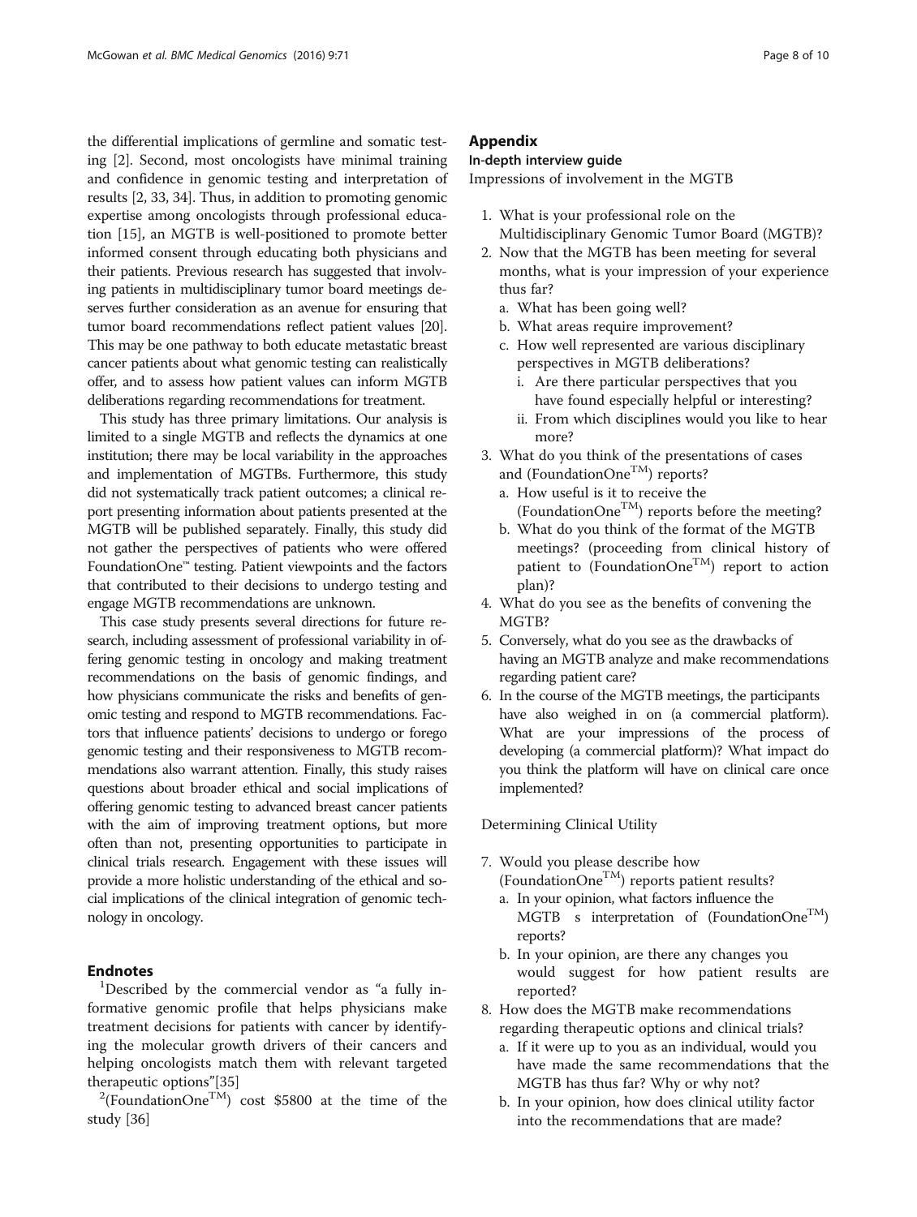the differential implications of germline and somatic testing [2]. Second, most oncologists have minimal training and confidence in genomic testing and interpretation of results [2, 33, 34]. Thus, in addition to promoting genomic expertise among oncologists through professional education [15], an MGTB is well-positioned to promote better informed consent through educating both physicians and their patients. Previous research has suggested that involving patients in multidisciplinary tumor board meetings deserves further consideration as an avenue for ensuring that tumor board recommendations reflect patient values [20]. This may be one pathway to both educate metastatic breast cancer patients about what genomic testing can realistically offer, and to assess how patient values can inform MGTB deliberations regarding recommendations for treatment.

This study has three primary limitations. Our analysis is limited to a single MGTB and reflects the dynamics at one institution; there may be local variability in the approaches and implementation of MGTBs. Furthermore, this study did not systematically track patient outcomes; a clinical report presenting information about patients presented at the MGTB will be published separately. Finally, this study did not gather the perspectives of patients who were offered FoundationOne™ testing. Patient viewpoints and the factors that contributed to their decisions to undergo testing and engage MGTB recommendations are unknown.

This case study presents several directions for future research, including assessment of professional variability in offering genomic testing in oncology and making treatment recommendations on the basis of genomic findings, and how physicians communicate the risks and benefits of genomic testing and respond to MGTB recommendations. Factors that influence patients' decisions to undergo or forego genomic testing and their responsiveness to MGTB recommendations also warrant attention. Finally, this study raises questions about broader ethical and social implications of offering genomic testing to advanced breast cancer patients with the aim of improving treatment options, but more often than not, presenting opportunities to participate in clinical trials research. Engagement with these issues will provide a more holistic understanding of the ethical and social implications of the clinical integration of genomic technology in oncology.

## Endnotes

[1]Described by the commercial vendor as "a fully informative genomic profile that helps physicians make treatment decisions for patients with cancer by identifying the molecular growth drivers of their cancers and helping oncologists match them with relevant targeted therapeutic options"[35]

[2](FoundationOne™) cost $5800 at the time of the study [36]

## Appendix

### In-depth interview guide

Impressions of involvement in the MGTB

1. What is your professional role on the Multidisciplinary Genomic Tumor Board (MGTB)?
2. Now that the MGTB has been meeting for several months, what is your impression of your experience thus far?
   a. What has been going well?
   b. What areas require improvement?
   c. How well represented are various disciplinary perspectives in MGTB deliberations?
      i. Are there particular perspectives that you have found especially helpful or interesting?
      ii. From which disciplines would you like to hear more?
3. What do you think of the presentations of cases and (FoundationOne™) reports?
   a. How useful is it to receive the (FoundationOne™) reports before the meeting?
   b. What do you think of the format of the MGTB meetings? (proceeding from clinical history of patient to (FoundationOne™) report to action plan)?
4. What do you see as the benefits of convening the MGTB?
5. Conversely, what do you see as the drawbacks of having an MGTB analyze and make recommendations regarding patient care?
6. In the course of the MGTB meetings, the participants have also weighed in on (a commercial platform). What are your impressions of the process of developing (a commercial platform)? What impact do you think the platform will have on clinical care once implemented?

Determining Clinical Utility

7. Would you please describe how (FoundationOne™) reports patient results?
   a. In your opinion, what factors influence the MGTB s interpretation of (FoundationOne™) reports?
   b. In your opinion, are there any changes you would suggest for how patient results are reported?
8. How does the MGTB make recommendations regarding therapeutic options and clinical trials?
   a. If it were up to you as an individual, would you have made the same recommendations that the MGTB has thus far? Why or why not?
   b. In your opinion, how does clinical utility factor into the recommendations that are made?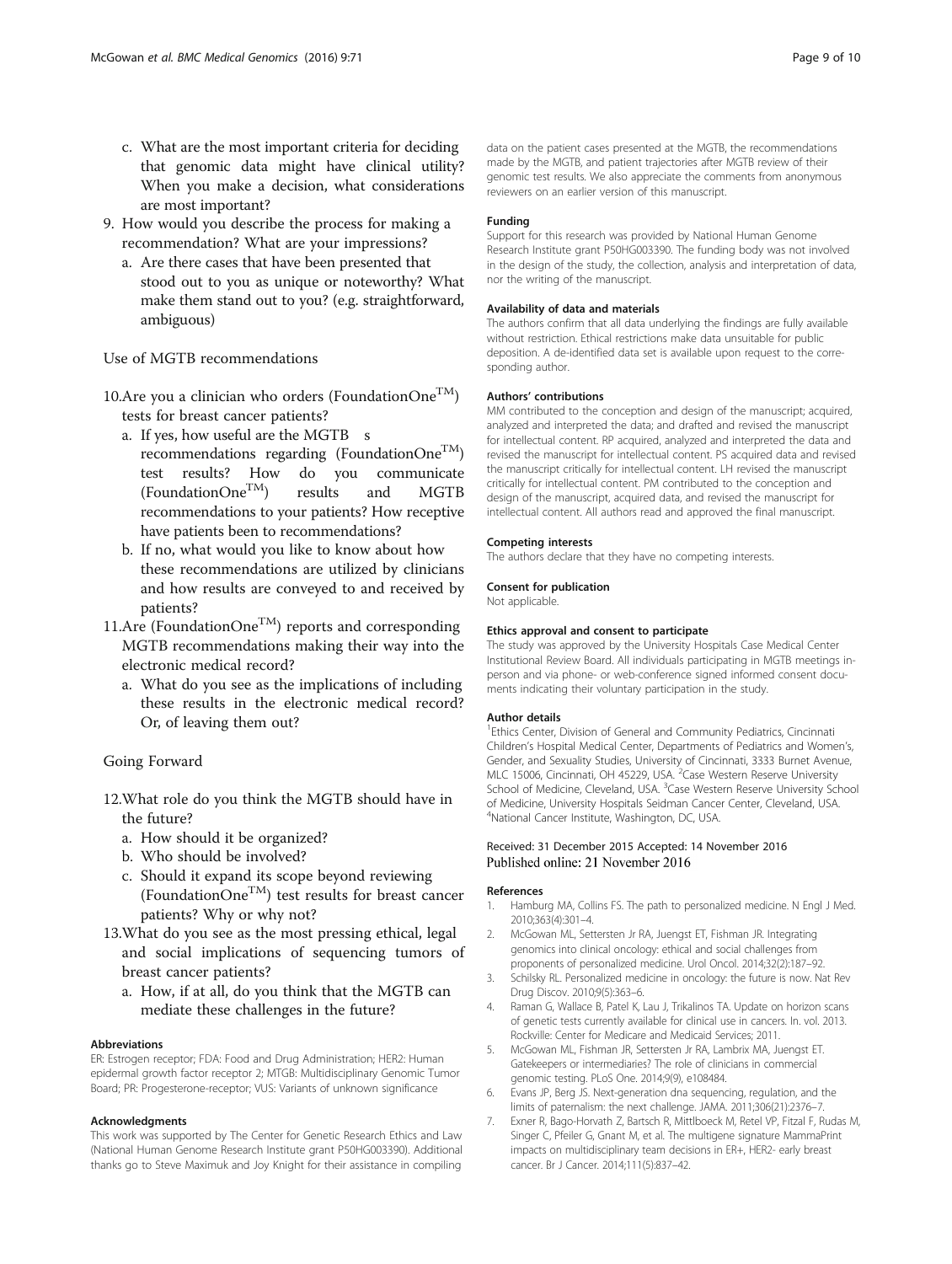c. What are the most important criteria for deciding that genomic data might have clinical utility? When you make a decision, what considerations are most important?

9. How would you describe the process for making a recommendation? What are your impressions?
   a. Are there cases that have been presented that stood out to you as unique or noteworthy? What make them stand out to you? (e.g. straightforward, ambiguous)

Use of MGTB recommendations

10. Are you a clinician who orders (FoundationOne[TM]) tests for breast cancer patients?
    a. If yes, how useful are the MGTB s recommendations regarding (FoundationOne[TM]) test results? How do you communicate (FoundationOne[TM]) results and MGTB recommendations to your patients? How receptive have patients been to recommendations?
    b. If no, what would you like to know about how these recommendations are utilized by clinicians and how results are conveyed to and received by patients?

11. Are (FoundationOne[TM]) reports and corresponding MGTB recommendations making their way into the electronic medical record?
    a. What do you see as the implications of including these results in the electronic medical record? Or, of leaving them out?

Going Forward

12. What role do you think the MGTB should have in the future?
    a. How should it be organized?
    b. Who should be involved?
    c. Should it expand its scope beyond reviewing (FoundationOne[TM]) test results for breast cancer patients? Why or why not?

13. What do you see as the most pressing ethical, legal and social implications of sequencing tumors of breast cancer patients?
    a. How, if at all, do you think that the MGTB can mediate these challenges in the future?

#### Abbreviations

ER: Estrogen receptor; FDA: Food and Drug Administration; HER2: Human epidermal growth factor receptor 2; MTGB: Multidisciplinary Genomic Tumor Board; PR: Progesterone-receptor; VUS: Variants of unknown significance

#### Acknowledgments

This work was supported by The Center for Genetic Research Ethics and Law (National Human Genome Research Institute grant P50HG003390). Additional thanks go to Steve Maximuk and Joy Knight for their assistance in compiling data on the patient cases presented at the MGTB, the recommendations made by the MGTB, and patient trajectories after MGTB review of their genomic test results. We also appreciate the comments from anonymous reviewers on an earlier version of this manuscript.

#### Funding

Support for this research was provided by National Human Genome Research Institute grant P50HG003390. The funding body was not involved in the design of the study, the collection, analysis and interpretation of data, nor the writing of the manuscript.

#### Availability of data and materials

The authors confirm that all data underlying the findings are fully available without restriction. Ethical restrictions make data unsuitable for public deposition. A de-identified data set is available upon request to the corresponding author.

#### Authors' contributions

MM contributed to the conception and design of the manuscript; acquired, analyzed and interpreted the data; and drafted and revised the manuscript for intellectual content. RP acquired, analyzed and interpreted the data and revised the manuscript for intellectual content. PS acquired data and revised the manuscript critically for intellectual content. LH revised the manuscript critically for intellectual content. PM contributed to the conception and design of the manuscript, acquired data, and revised the manuscript for intellectual content. All authors read and approved the final manuscript.

#### Competing interests

The authors declare that they have no competing interests.

#### Consent for publication

Not applicable.

#### Ethics approval and consent to participate

The study was approved by the University Hospitals Case Medical Center Institutional Review Board. All individuals participating in MGTB meetings in-person and via phone- or web-conference signed informed consent documents indicating their voluntary participation in the study.

#### Author details

[1]Ethics Center, Division of General and Community Pediatrics, Cincinnati Children's Hospital Medical Center, Departments of Pediatrics and Women's, Gender, and Sexuality Studies, University of Cincinnati, 3333 Burnet Avenue, MLC 15006, Cincinnati, OH 45229, USA. [2]Case Western Reserve University School of Medicine, Cleveland, USA. [3]Case Western Reserve University School of Medicine, University Hospitals Seidman Cancer Center, Cleveland, USA. [4]National Cancer Institute, Washington, DC, USA.

Received: 31 December 2015 Accepted: 14 November 2016
Published online: 21 November 2016

#### References

1. Hamburg MA, Collins FS. The path to personalized medicine. N Engl J Med. 2010;363(4):301–4.
2. McGowan ML, Settersten Jr RA, Juengst ET, Fishman JR. Integrating genomics into clinical oncology: ethical and social challenges from proponents of personalized medicine. Urol Oncol. 2014;32(2):187–92.
3. Schilsky RL. Personalized medicine in oncology: the future is now. Nat Rev Drug Discov. 2010;9(5):363–6.
4. Raman G, Wallace B, Patel K, Lau J, Trikalinos TA. Update on horizon scans of genetic tests currently available for clinical use in cancers. In. vol. 2013. Rockville: Center for Medicare and Medicaid Services; 2011.
5. McGowan ML, Fishman JR, Settersten Jr RA, Lambrix MA, Juengst ET. Gatekeepers or intermediaries? The role of clinicians in commercial genomic testing. PLoS One. 2014;9(9), e108484.
6. Evans JP, Berg JS. Next-generation dna sequencing, regulation, and the limits of paternalism: the next challenge. JAMA. 2011;306(21):2376–7.
7. Exner R, Bago-Horvath Z, Bartsch R, Mittlboeck M, Retel VP, Fitzal F, Rudas M, Singer C, Pfeiler G, Gnant M, et al. The multigene signature MammaPrint impacts on multidisciplinary team decisions in ER+, HER2- early breast cancer. Br J Cancer. 2014;111(5):837–42.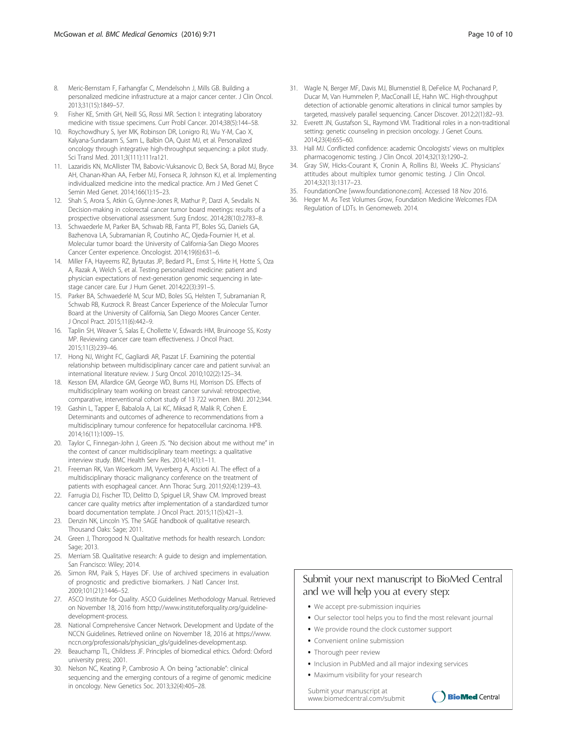8. Meric-Bernstam F, Farhangfar C, Mendelsohn J, Mills GB. Building a personalized medicine infrastructure at a major cancer center. J Clin Oncol. 2013;31(15):1849–57.
9. Fisher KE, Smith GH, Neill SG, Rossi MR. Section I: integrating laboratory medicine with tissue specimens. Curr Probl Cancer. 2014;38(5):144–58.
10. Roychowdhury S, Iyer MK, Robinson DR, Lonigro RJ, Wu Y-M, Cao X, Kalyana-Sundaram S, Sam L, Balbin OA, Quist MJ, et al. Personalized oncology through integrative high-throughput sequencing: a pilot study. Sci Transl Med. 2011;3(111):111ra121.
11. Lazaridis KN, McAllister TM, Babovic-Vuksanovic D, Beck SA, Borad MJ, Bryce AH, Chanan-Khan AA, Ferber MJ, Fonseca R, Johnson KJ, et al. Implementing individualized medicine into the medical practice. Am J Med Genet C Semin Med Genet. 2014;166(1):15–23.
12. Shah S, Arora S, Atkin G, Glynne-Jones R, Mathur P, Darzi A, Sevdalis N. Decision-making in colorectal cancer tumor board meetings: results of a prospective observational assessment. Surg Endosc. 2014;28(10):2783–8.
13. Schwaederle M, Parker BA, Schwab RB, Fanta PT, Boles SG, Daniels GA, Bazhenova LA, Subramanian R, Coutinho AC, Ojeda-Fournier H, et al. Molecular tumor board: the University of California-San Diego Moores Cancer Center experience. Oncologist. 2014;19(6):631–6.
14. Miller FA, Hayeems RZ, Bytautas JP, Bedard PL, Ernst S, Hirte H, Hotte S, Oza A, Razak A, Welch S, et al. Testing personalized medicine: patient and physician expectations of next-generation genomic sequencing in late-stage cancer care. Eur J Hum Genet. 2014;22(3):391–5.
15. Parker BA, Schwaederlé M, Scur MD, Boles SG, Helsten T, Subramanian R, Schwab RB, Kurzrock R. Breast Cancer Experience of the Molecular Tumor Board at the University of California, San Diego Moores Cancer Center. J Oncol Pract. 2015;11(6):442–9.
16. Taplin SH, Weaver S, Salas E, Chollette V, Edwards HM, Bruinooge SS, Kosty MP. Reviewing cancer care team effectiveness. J Oncol Pract. 2015;11(3):239–46.
17. Hong NJ, Wright FC, Gagliardi AR, Paszat LF. Examining the potential relationship between multidisciplinary cancer care and patient survival: an international literature review. J Surg Oncol. 2010;102(2):125–34.
18. Kesson EM, Allardice GM, George WD, Burns HJ, Morrison DS. Effects of multidisciplinary team working on breast cancer survival: retrospective, comparative, interventional cohort study of 13 722 women. BMJ. 2012;344.
19. Gashin L, Tapper E, Babalola A, Lai KC, Miksad R, Malik R, Cohen E. Determinants and outcomes of adherence to recommendations from a multidisciplinary tumour conference for hepatocellular carcinoma. HPB. 2014;16(11):1009–15.
20. Taylor C, Finnegan-John J, Green JS. "No decision about me without me" in the context of cancer multidisciplinary team meetings: a qualitative interview study. BMC Health Serv Res. 2014;14(1):1–11.
21. Freeman RK, Van Woerkom JM, Vyverberg A, Ascioti AJ. The effect of a multidisciplinary thoracic malignancy conference on the treatment of patients with esophageal cancer. Ann Thorac Surg. 2011;92(4):1239–43.
22. Farrugia DJ, Fischer TD, Delitto D, Spiguel LR, Shaw CM. Improved breast cancer care quality metrics after implementation of a standardized tumor board documentation template. J Oncol Pract. 2015;11(5):421–3.
23. Denzin NK, Lincoln YS. The SAGE handbook of qualitative research. Thousand Oaks: Sage; 2011.
24. Green J, Thorogood N. Qualitative methods for health research. London: Sage; 2013.
25. Merriam SB. Qualitative research: A guide to design and implementation. San Francisco: Wiley; 2014.
26. Simon RM, Paik S, Hayes DF. Use of archived specimens in evaluation of prognostic and predictive biomarkers. J Natl Cancer Inst. 2009;101(21):1446–52.
27. ASCO Institute for Quality. ASCO Guidelines Methodology Manual. Retrieved on November 18, 2016 from http://www.instituteforquality.org/guideline-development-process.
28. National Comprehensive Cancer Network. Development and Update of the NCCN Guidelines. Retrieved online on November 18, 2016 at https://www.nccn.org/professionals/physician_gls/guidelines-development.asp.
29. Beauchamp TL, Childress JF. Principles of biomedical ethics. Oxford: Oxford university press; 2001.
30. Nelson NC, Keating P, Cambrosio A. On being "actionable": clinical sequencing and the emerging contours of a regime of genomic medicine in oncology. New Genetics Soc. 2013;32(4):405–28.
31. Wagle N, Berger MF, Davis MJ, Blumenstiel B, DeFelice M, Pochanard P, Ducar M, Van Hummelen P, MacConaill LE, Hahn WC. High-throughput detection of actionable genomic alterations in clinical tumor samples by targeted, massively parallel sequencing. Cancer Discover. 2012;2(1):82–93.
32. Everett JN, Gustafson SL, Raymond VM. Traditional roles in a non-traditional setting: genetic counseling in precision oncology. J Genet Couns. 2014;23(4):655–60.
33. Hall MJ. Conflicted confidence: academic Oncologists' views on multiplex pharmacogenomic testing. J Clin Oncol. 2014;32(13):1290–2.
34. Gray SW, Hicks-Courant K, Cronin A, Rollins BJ, Weeks JC. Physicians' attitudes about multiplex tumor genomic testing. J Clin Oncol. 2014;32(13):1317–23.
35. FoundationOne [www.foundationone.com]. Accessed 18 Nov 2016.
36. Heger M. As Test Volumes Grow, Foundation Medicine Welcomes FDA Regulation of LDTs. In Genomeweb. 2014.

Submit your next manuscript to BioMed Central and we will help you at every step:

- We accept pre-submission inquiries
- Our selector tool helps you to find the most relevant journal
- We provide round the clock customer support
- Convenient online submission
- Thorough peer review
- Inclusion in PubMed and all major indexing services
- Maximum visibility for your research

Submit your manuscript at www.biomedcentral.com/submit

BioMed Central